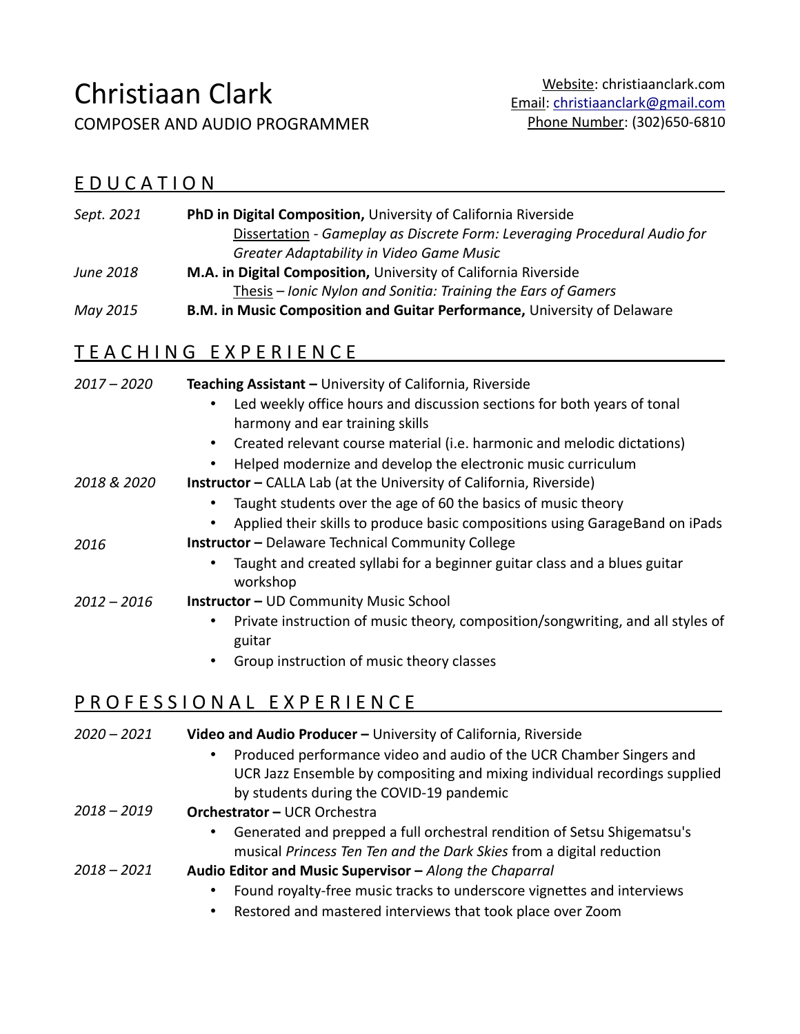# Christiaan Clark

COMPOSER AND AUDIO PROGRAMMER

Website: christiaanclark.com
Email: christiaanclark@gmail.com
Phone Number: (302)650-6810

## EDUCATION

*Sept. 2021* — **PhD in Digital Composition,** University of California Riverside
Dissertation - *Gameplay as Discrete Form: Leveraging Procedural Audio for Greater Adaptability in Video Game Music*

*June 2018* — **M.A. in Digital Composition,** University of California Riverside
Thesis – *Ionic Nylon and Sonitia: Training the Ears of Gamers*

*May 2015* — **B.M. in Music Composition and Guitar Performance,** University of Delaware

## TEACHING EXPERIENCE

*2017 – 2020* — **Teaching Assistant –** University of California, Riverside

- Led weekly office hours and discussion sections for both years of tonal harmony and ear training skills
- Created relevant course material (i.e. harmonic and melodic dictations)
- Helped modernize and develop the electronic music curriculum

*2018 & 2020* — **Instructor –** CALLA Lab (at the University of California, Riverside)

- Taught students over the age of 60 the basics of music theory
- Applied their skills to produce basic compositions using GarageBand on iPads

*2016* — **Instructor –** Delaware Technical Community College

- Taught and created syllabi for a beginner guitar class and a blues guitar workshop

*2012 – 2016* — **Instructor –** UD Community Music School

- Private instruction of music theory, composition/songwriting, and all styles of guitar
- Group instruction of music theory classes

## PROFESSIONAL EXPERIENCE

*2020 – 2021* — **Video and Audio Producer –** University of California, Riverside

- Produced performance video and audio of the UCR Chamber Singers and UCR Jazz Ensemble by compositing and mixing individual recordings supplied by students during the COVID-19 pandemic

*2018 – 2019* — **Orchestrator –** UCR Orchestra

- Generated and prepped a full orchestral rendition of Setsu Shigematsu's musical *Princess Ten Ten and the Dark Skies* from a digital reduction

*2018 – 2021* — **Audio Editor and Music Supervisor –** *Along the Chaparral*

- Found royalty-free music tracks to underscore vignettes and interviews
- Restored and mastered interviews that took place over Zoom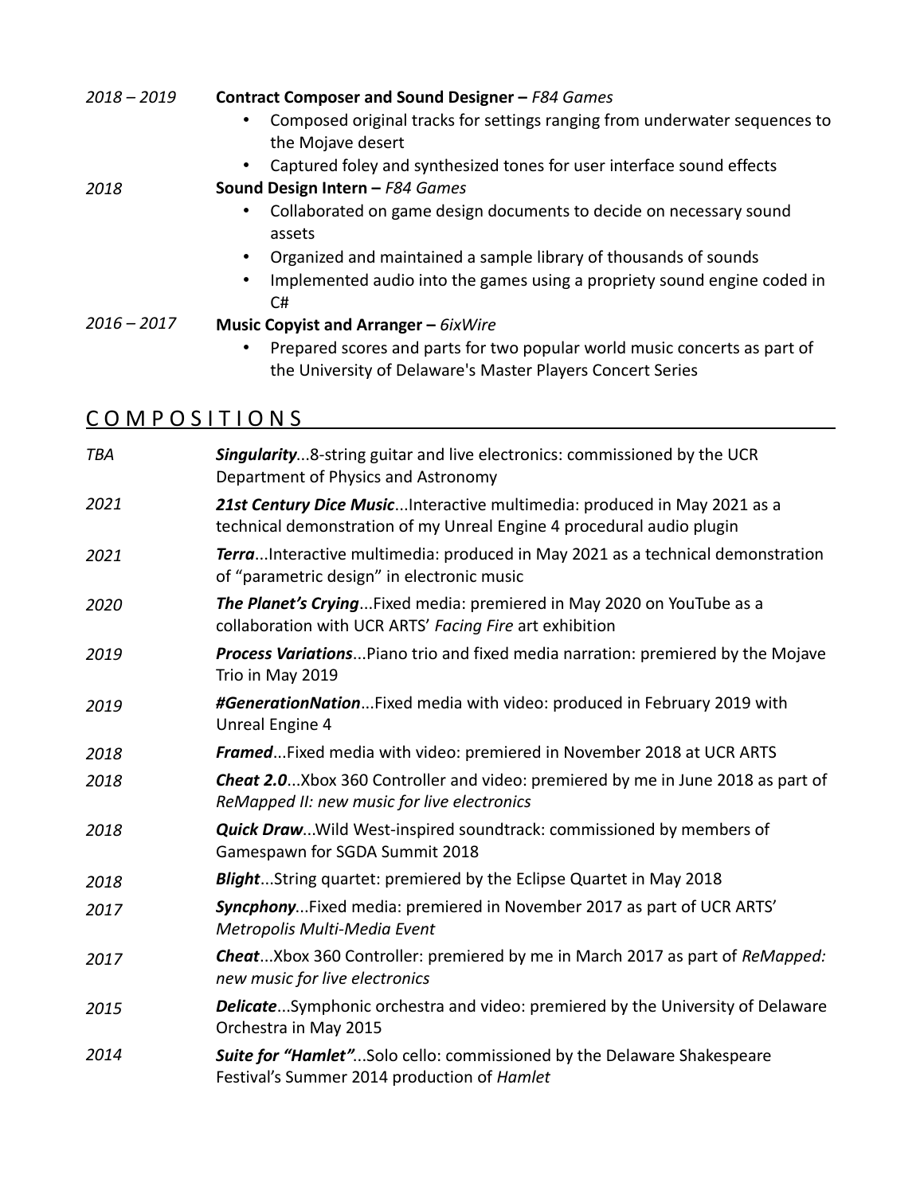*2018 – 2019* **Contract Composer and Sound Designer –** *F84 Games*

- Composed original tracks for settings ranging from underwater sequences to the Mojave desert
- Captured foley and synthesized tones for user interface sound effects

*2018* **Sound Design Intern –** *F84 Games*

- Collaborated on game design documents to decide on necessary sound assets
- Organized and maintained a sample library of thousands of sounds
- Implemented audio into the games using a propriety sound engine coded in C#

*2016 – 2017* **Music Copyist and Arranger –** *6ixWire*

- Prepared scores and parts for two popular world music concerts as part of the University of Delaware's Master Players Concert Series

## COMPOSITIONS

*TBA* ***Singularity***...8-string guitar and live electronics: commissioned by the UCR Department of Physics and Astronomy

*2021* ***21st Century Dice Music***...Interactive multimedia: produced in May 2021 as a technical demonstration of my Unreal Engine 4 procedural audio plugin

*2021* ***Terra***...Interactive multimedia: produced in May 2021 as a technical demonstration of "parametric design" in electronic music

*2020* ***The Planet's Crying***...Fixed media: premiered in May 2020 on YouTube as a collaboration with UCR ARTS' *Facing Fire* art exhibition

*2019* ***Process Variations***...Piano trio and fixed media narration: premiered by the Mojave Trio in May 2019

*2019* ***#GenerationNation***...Fixed media with video: produced in February 2019 with Unreal Engine 4

*2018* ***Framed***...Fixed media with video: premiered in November 2018 at UCR ARTS

*2018* ***Cheat 2.0***...Xbox 360 Controller and video: premiered by me in June 2018 as part of *ReMapped II: new music for live electronics*

*2018* ***Quick Draw***...Wild West-inspired soundtrack: commissioned by members of Gamespawn for SGDA Summit 2018

*2018* ***Blight***...String quartet: premiered by the Eclipse Quartet in May 2018

*2017* ***Syncphony***...Fixed media: premiered in November 2017 as part of UCR ARTS' *Metropolis Multi-Media Event*

*2017* ***Cheat***...Xbox 360 Controller: premiered by me in March 2017 as part of *ReMapped: new music for live electronics*

*2015* ***Delicate***...Symphonic orchestra and video: premiered by the University of Delaware Orchestra in May 2015

*2014* ***Suite for "Hamlet"***...Solo cello: commissioned by the Delaware Shakespeare Festival's Summer 2014 production of *Hamlet*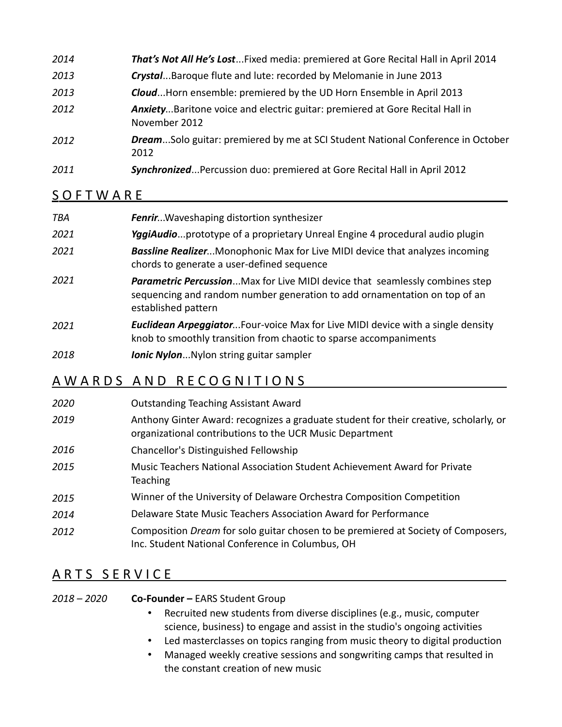*2014* **_That's Not All He's Lost_**...Fixed media: premiered at Gore Recital Hall in April 2014

*2013* **_Crystal_**...Baroque flute and lute: recorded by Melomanie in June 2013

*2013* **_Cloud_**...Horn ensemble: premiered by the UD Horn Ensemble in April 2013

*2012* **_Anxiety_**...Baritone voice and electric guitar: premiered at Gore Recital Hall in November 2012

*2012* **_Dream_**...Solo guitar: premiered by me at SCI Student National Conference in October 2012

*2011* **_Synchronized_**...Percussion duo: premiered at Gore Recital Hall in April 2012

## SOFTWARE

*TBA* **_Fenrir_**...Waveshaping distortion synthesizer

*2021* **_YggiAudio_**...prototype of a proprietary Unreal Engine 4 procedural audio plugin

*2021* **_Bassline Realizer_**...Monophonic Max for Live MIDI device that analyzes incoming chords to generate a user-defined sequence

*2021* **_Parametric Percussion_**...Max for Live MIDI device that seamlessly combines step sequencing and random number generation to add ornamentation on top of an established pattern

*2021* **_Euclidean Arpeggiator_**...Four-voice Max for Live MIDI device with a single density knob to smoothly transition from chaotic to sparse accompaniments

*2018* **_Ionic Nylon_**...Nylon string guitar sampler

## AWARDS AND RECOGNITIONS

*2020* Outstanding Teaching Assistant Award

*2019* Anthony Ginter Award: recognizes a graduate student for their creative, scholarly, or organizational contributions to the UCR Music Department

*2016* Chancellor's Distinguished Fellowship

*2015* Music Teachers National Association Student Achievement Award for Private Teaching

*2015* Winner of the University of Delaware Orchestra Composition Competition

*2014* Delaware State Music Teachers Association Award for Performance

*2012* Composition *Dream* for solo guitar chosen to be premiered at Society of Composers, Inc. Student National Conference in Columbus, OH

## ARTS SERVICE

*2018 – 2020* **Co-Founder –** EARS Student Group

- Recruited new students from diverse disciplines (e.g., music, computer science, business) to engage and assist in the studio's ongoing activities
- Led masterclasses on topics ranging from music theory to digital production
- Managed weekly creative sessions and songwriting camps that resulted in the constant creation of new music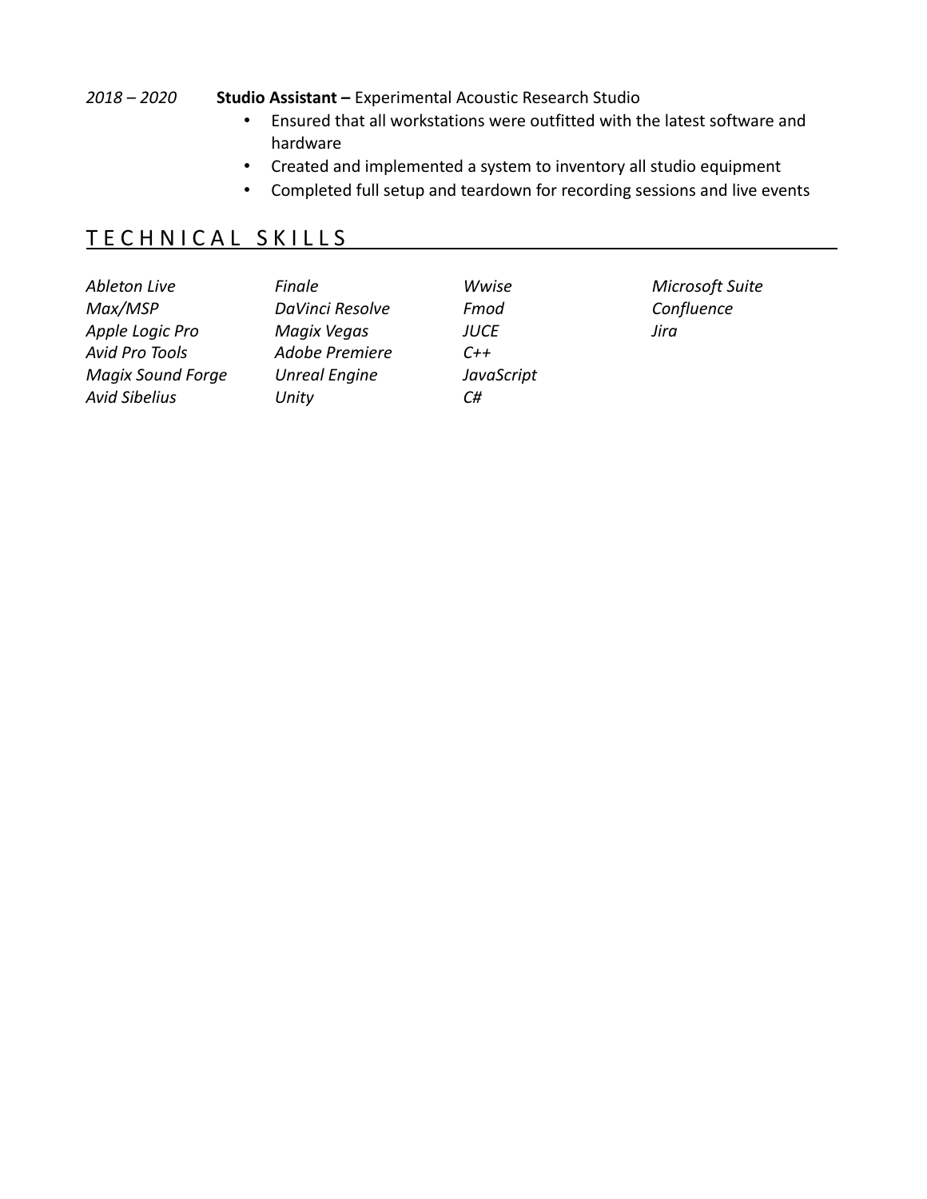*2018 – 2020* **Studio Assistant –** Experimental Acoustic Research Studio

- Ensured that all workstations were outfitted with the latest software and hardware
- Created and implemented a system to inventory all studio equipment
- Completed full setup and teardown for recording sessions and live events

## TECHNICAL SKILLS

| | | | |
|---|---|---|---|
| *Ableton Live* | *Finale* | *Wwise* | *Microsoft Suite* |
| *Max/MSP* | *DaVinci Resolve* | *Fmod* | *Confluence* |
| *Apple Logic Pro* | *Magix Vegas* | *JUCE* | *Jira* |
| *Avid Pro Tools* | *Adobe Premiere* | *C++* | |
| *Magix Sound Forge* | *Unreal Engine* | *JavaScript* | |
| *Avid Sibelius* | *Unity* | *C#* | |